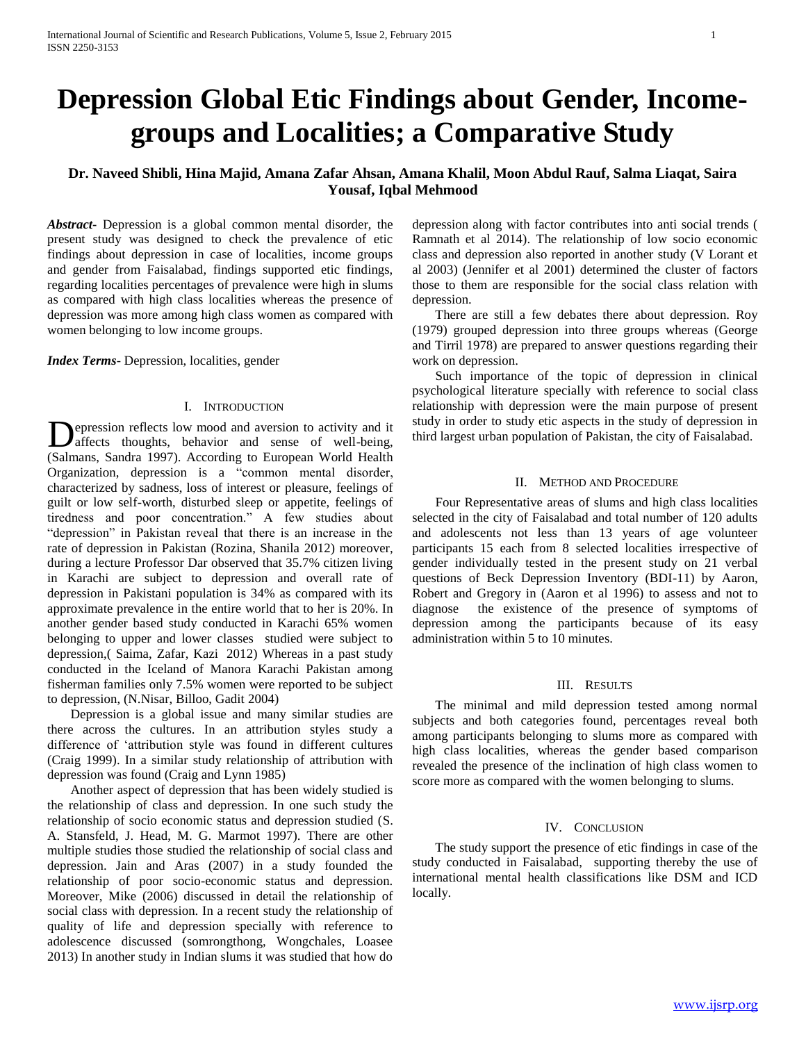# Depression Global Etic Findings about Gender, Income-groups and Localities; a Comparative Study

**Dr. Naveed Shibli, Hina Majid, Amana Zafar Ahsan, Amana Khalil, Moon Abdul Rauf, Salma Liaqat, Saira Yousaf, Iqbal Mehmood**

***Abstract-*** Depression is a global common mental disorder, the present study was designed to check the prevalence of etic findings about depression in case of localities, income groups and gender from Faisalabad, findings supported etic findings, regarding localities percentages of prevalence were high in slums as compared with high class localities whereas the presence of depression was more among high class women as compared with women belonging to low income groups.

***Index Terms-*** Depression, localities, gender

## I. Introduction

Depression reflects low mood and aversion to activity and it affects thoughts, behavior and sense of well-being, (Salmans, Sandra 1997). According to European World Health Organization, depression is a "common mental disorder, characterized by sadness, loss of interest or pleasure, feelings of guilt or low self-worth, disturbed sleep or appetite, feelings of tiredness and poor concentration." A few studies about "depression" in Pakistan reveal that there is an increase in the rate of depression in Pakistan (Rozina, Shanila 2012) moreover, during a lecture Professor Dar observed that 35.7% citizen living in Karachi are subject to depression and overall rate of depression in Pakistani population is 34% as compared with its approximate prevalence in the entire world that to her is 20%. In another gender based study conducted in Karachi 65% women belonging to upper and lower classes studied were subject to depression,( Saima, Zafar, Kazi 2012) Whereas in a past study conducted in the Iceland of Manora Karachi Pakistan among fisherman families only 7.5% women were reported to be subject to depression, (N.Nisar, Billoo, Gadit 2004)

Depression is a global issue and many similar studies are there across the cultures. In an attribution styles study a difference of 'attribution style was found in different cultures (Craig 1999). In a similar study relationship of attribution with depression was found (Craig and Lynn 1985)

Another aspect of depression that has been widely studied is the relationship of class and depression. In one such study the relationship of socio economic status and depression studied (S. A. Stansfeld, J. Head, M. G. Marmot 1997). There are other multiple studies those studied the relationship of social class and depression. Jain and Aras (2007) in a study founded the relationship of poor socio-economic status and depression. Moreover, Mike (2006) discussed in detail the relationship of social class with depression. In a recent study the relationship of quality of life and depression specially with reference to adolescence discussed (somrongthong, Wongchales, Loasee 2013) In another study in Indian slums it was studied that how do depression along with factor contributes into anti social trends ( Ramnath et al 2014). The relationship of low socio economic class and depression also reported in another study (V Lorant et al 2003) (Jennifer et al 2001) determined the cluster of factors those to them are responsible for the social class relation with depression.

There are still a few debates there about depression. Roy (1979) grouped depression into three groups whereas (George and Tirril 1978) are prepared to answer questions regarding their work on depression.

Such importance of the topic of depression in clinical psychological literature specially with reference to social class relationship with depression were the main purpose of present study in order to study etic aspects in the study of depression in third largest urban population of Pakistan, the city of Faisalabad.

## II. Method and Procedure

Four Representative areas of slums and high class localities selected in the city of Faisalabad and total number of 120 adults and adolescents not less than 13 years of age volunteer participants 15 each from 8 selected localities irrespective of gender individually tested in the present study on 21 verbal questions of Beck Depression Inventory (BDI-11) by Aaron, Robert and Gregory in (Aaron et al 1996) to assess and not to diagnose the existence of the presence of symptoms of depression among the participants because of its easy administration within 5 to 10 minutes.

## III. Results

The minimal and mild depression tested among normal subjects and both categories found, percentages reveal both among participants belonging to slums more as compared with high class localities, whereas the gender based comparison revealed the presence of the inclination of high class women to score more as compared with the women belonging to slums.

## IV. Conclusion

The study support the presence of etic findings in case of the study conducted in Faisalabad, supporting thereby the use of international mental health classifications like DSM and ICD locally.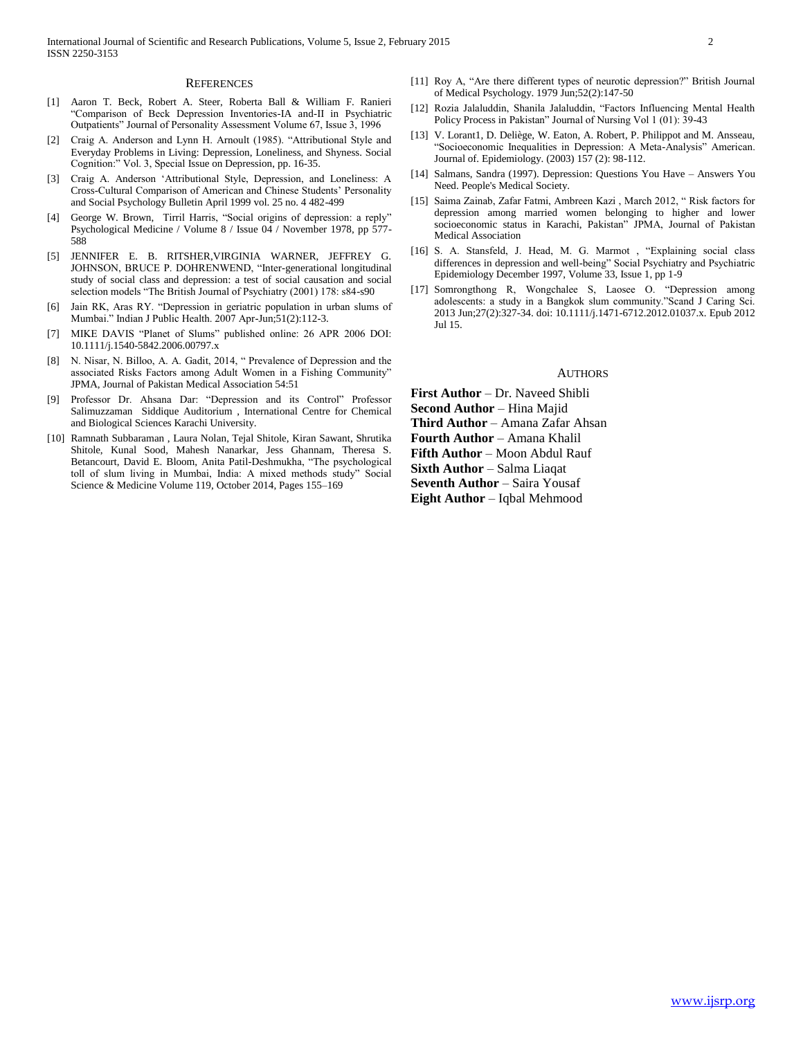## REFERENCES

[1] Aaron T. Beck, Robert A. Steer, Roberta Ball & William F. Ranieri "Comparison of Beck Depression Inventories-IA and-II in Psychiatric Outpatients" Journal of Personality Assessment Volume 67, Issue 3, 1996

[2] Craig A. Anderson and Lynn H. Arnoult (1985). "Attributional Style and Everyday Problems in Living: Depression, Loneliness, and Shyness. Social Cognition:" Vol. 3, Special Issue on Depression, pp. 16-35.

[3] Craig A. Anderson 'Attributional Style, Depression, and Loneliness: A Cross-Cultural Comparison of American and Chinese Students' Personality and Social Psychology Bulletin April 1999 vol. 25 no. 4 482-499

[4] George W. Brown, Tirril Harris, "Social origins of depression: a reply" Psychological Medicine / Volume 8 / Issue 04 / November 1978, pp 577-588

[5] JENNIFER E. B. RITSHER,VIRGINIA WARNER, JEFFREY G. JOHNSON, BRUCE P. DOHRENWEND, "Inter-generational longitudinal study of social class and depression: a test of social causation and social selection models "The British Journal of Psychiatry (2001) 178: s84-s90

[6] Jain RK, Aras RY. "Depression in geriatric population in urban slums of Mumbai." Indian J Public Health. 2007 Apr-Jun;51(2):112-3.

[7] MIKE DAVIS "Planet of Slums" published online: 26 APR 2006 DOI: 10.1111/j.1540-5842.2006.00797.x

[8] N. Nisar, N. Billoo, A. A. Gadit, 2014, " Prevalence of Depression and the associated Risks Factors among Adult Women in a Fishing Community" JPMA, Journal of Pakistan Medical Association 54:51

[9] Professor Dr. Ahsana Dar: "Depression and its Control" Professor Salimuzzaman Siddique Auditorium , International Centre for Chemical and Biological Sciences Karachi University.

[10] Ramnath Subbaraman , Laura Nolan, Tejal Shitole, Kiran Sawant, Shrutika Shitole, Kunal Sood, Mahesh Nanarkar, Jess Ghannam, Theresa S. Betancourt, David E. Bloom, Anita Patil-Deshmukha, "The psychological toll of slum living in Mumbai, India: A mixed methods study" Social Science & Medicine Volume 119, October 2014, Pages 155–169

[11] Roy A, "Are there different types of neurotic depression?" British Journal of Medical Psychology. 1979 Jun;52(2):147-50

[12] Rozia Jalaluddin, Shanila Jalaluddin, "Factors Influencing Mental Health Policy Process in Pakistan" Journal of Nursing Vol 1 (01): 39-43

[13] V. Lorant1, D. Deliège, W. Eaton, A. Robert, P. Philippot and M. Ansseau, "Socioeconomic Inequalities in Depression: A Meta-Analysis" American. Journal of. Epidemiology. (2003) 157 (2): 98-112.

[14] Salmans, Sandra (1997). Depression: Questions You Have – Answers You Need. People's Medical Society.

[15] Saima Zainab, Zafar Fatmi, Ambreen Kazi , March 2012, " Risk factors for depression among married women belonging to higher and lower socioeconomic status in Karachi, Pakistan" JPMA, Journal of Pakistan Medical Association

[16] S. A. Stansfeld, J. Head, M. G. Marmot , "Explaining social class differences in depression and well-being" Social Psychiatry and Psychiatric Epidemiology December 1997, Volume 33, Issue 1, pp 1-9

[17] Somrongthong R, Wongchalee S, Laosee O. "Depression among adolescents: a study in a Bangkok slum community."Scand J Caring Sci. 2013 Jun;27(2):327-34. doi: 10.1111/j.1471-6712.2012.01037.x. Epub 2012 Jul 15.

## AUTHORS

**First Author** – Dr. Naveed Shibli
**Second Author** – Hina Majid
**Third Author** – Amana Zafar Ahsan
**Fourth Author** – Amana Khalil
**Fifth Author** – Moon Abdul Rauf
**Sixth Author** – Salma Liaqat
**Seventh Author** – Saira Yousaf
**Eight Author** – Iqbal Mehmood